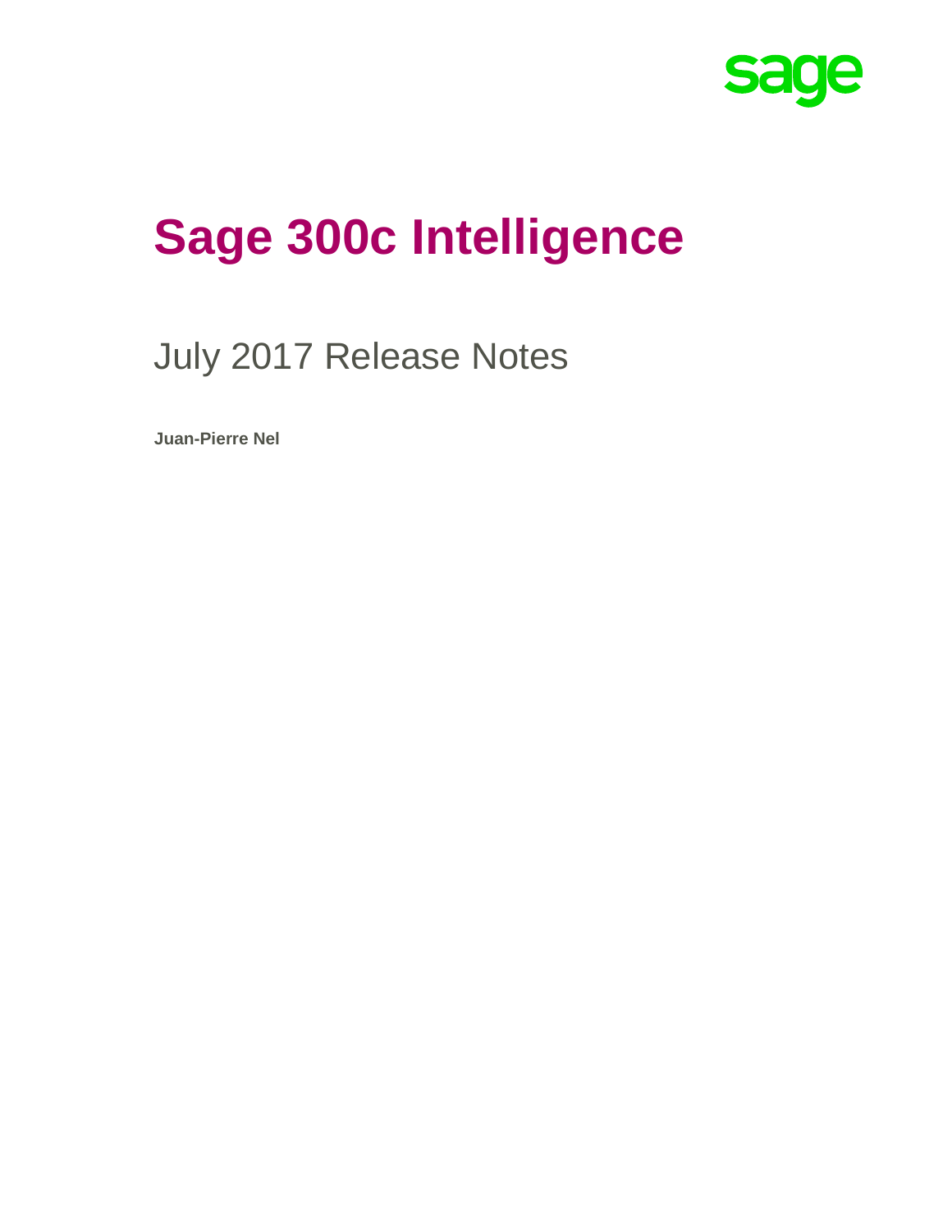sage

# Sage 300c Intelligence

## July 2017 Release Notes

**Juan-Pierre Nel**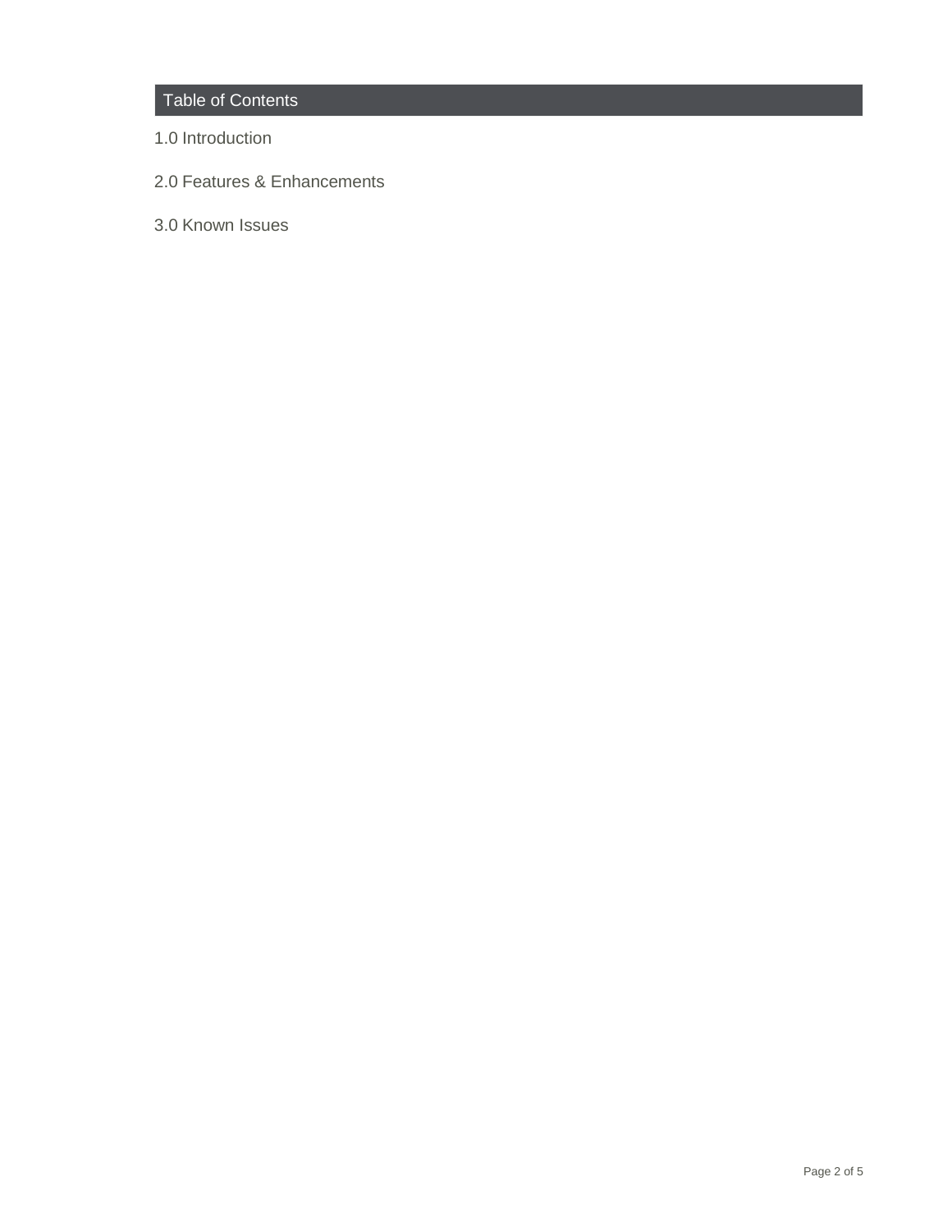## Table of Contents

1.0 Introduction

2.0 Features & Enhancements

3.0 Known Issues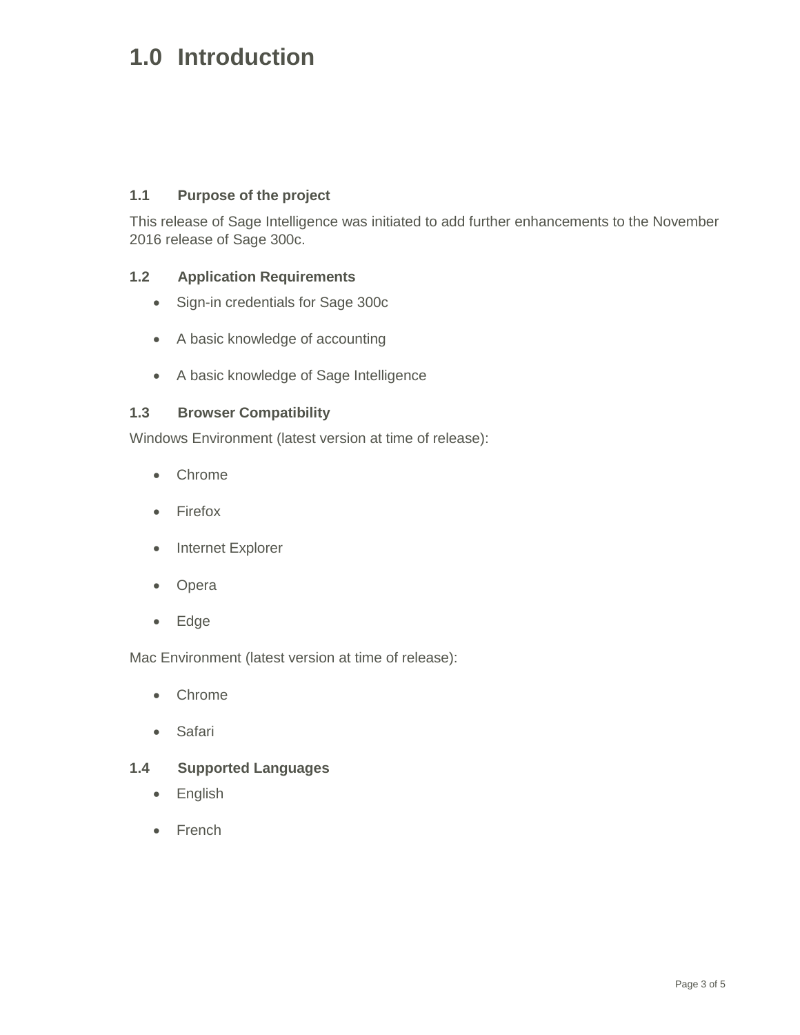# 1.0 Introduction

### 1.1 Purpose of the project

This release of Sage Intelligence was initiated to add further enhancements to the November 2016 release of Sage 300c.

### 1.2 Application Requirements

- Sign-in credentials for Sage 300c
- A basic knowledge of accounting
- A basic knowledge of Sage Intelligence

### 1.3 Browser Compatibility

Windows Environment (latest version at time of release):

- Chrome
- Firefox
- Internet Explorer
- Opera
- Edge

Mac Environment (latest version at time of release):

- Chrome
- Safari

### 1.4 Supported Languages

- English
- French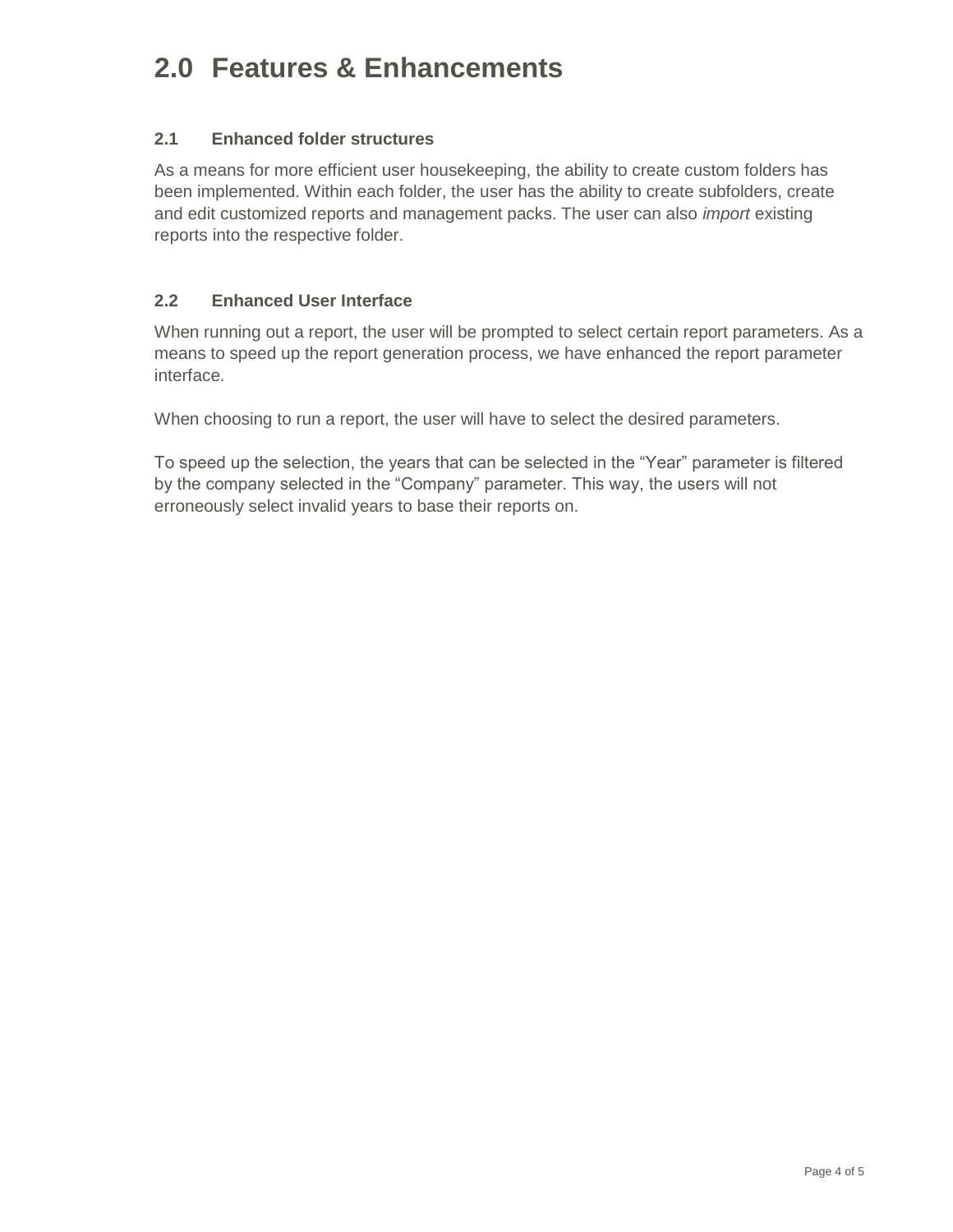# 2.0 Features & Enhancements

## 2.1 Enhanced folder structures

As a means for more efficient user housekeeping, the ability to create custom folders has been implemented. Within each folder, the user has the ability to create subfolders, create and edit customized reports and management packs. The user can also *import* existing reports into the respective folder.

## 2.2 Enhanced User Interface

When running out a report, the user will be prompted to select certain report parameters. As a means to speed up the report generation process, we have enhanced the report parameter interface.

When choosing to run a report, the user will have to select the desired parameters.

To speed up the selection, the years that can be selected in the “Year” parameter is filtered by the company selected in the “Company” parameter. This way, the users will not erroneously select invalid years to base their reports on.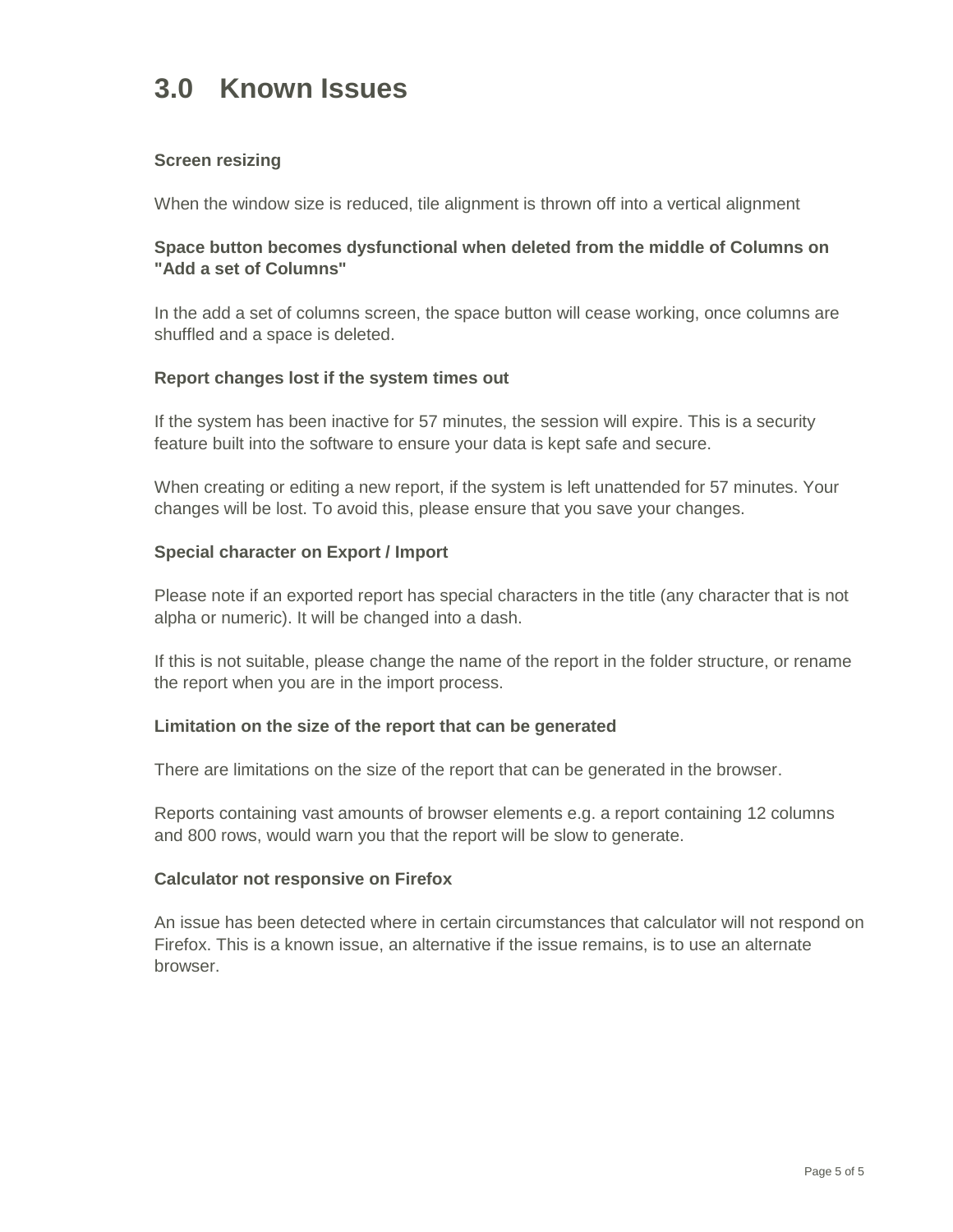# 3.0 Known Issues

**Screen resizing**

When the window size is reduced, tile alignment is thrown off into a vertical alignment

**Space button becomes dysfunctional when deleted from the middle of Columns on "Add a set of Columns"**

In the add a set of columns screen, the space button will cease working, once columns are shuffled and a space is deleted.

**Report changes lost if the system times out**

If the system has been inactive for 57 minutes, the session will expire. This is a security feature built into the software to ensure your data is kept safe and secure.

When creating or editing a new report, if the system is left unattended for 57 minutes. Your changes will be lost. To avoid this, please ensure that you save your changes.

**Special character on Export / Import**

Please note if an exported report has special characters in the title (any character that is not alpha or numeric). It will be changed into a dash.

If this is not suitable, please change the name of the report in the folder structure, or rename the report when you are in the import process.

**Limitation on the size of the report that can be generated**

There are limitations on the size of the report that can be generated in the browser.

Reports containing vast amounts of browser elements e.g. a report containing 12 columns and 800 rows, would warn you that the report will be slow to generate.

**Calculator not responsive on Firefox**

An issue has been detected where in certain circumstances that calculator will not respond on Firefox. This is a known issue, an alternative if the issue remains, is to use an alternate browser.